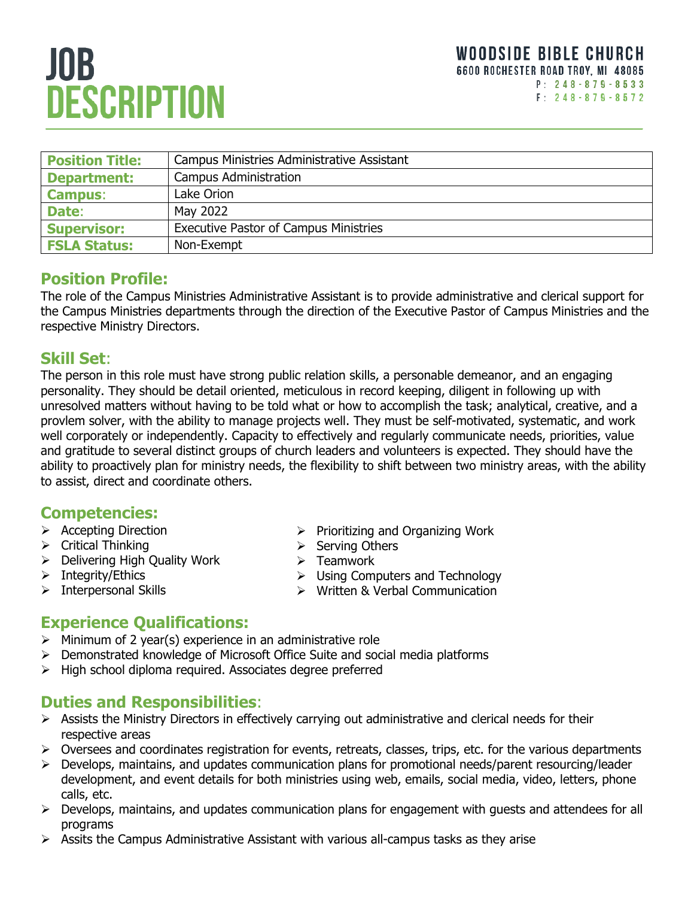# JOB DESCRIPTION

**WOODSIDE BIBLE CHURCH**
6600 ROCHESTER ROAD TROY, MI 48085
P: 248-879-8533
F: 248-879-8572

| **Position Title:** | Campus Ministries Administrative Assistant |
|---|---|
| **Department:** | Campus Administration |
| **Campus**: | Lake Orion |
| **Date**: | May 2022 |
| **Supervisor:** | Executive Pastor of Campus Ministries |
| **FSLA Status:** | Non-Exempt |

## Position Profile:

The role of the Campus Ministries Administrative Assistant is to provide administrative and clerical support for the Campus Ministries departments through the direction of the Executive Pastor of Campus Ministries and the respective Ministry Directors.

## Skill Set:

The person in this role must have strong public relation skills, a personable demeanor, and an engaging personality. They should be detail oriented, meticulous in record keeping, diligent in following up with unresolved matters without having to be told what or how to accomplish the task; analytical, creative, and a provlem solver, with the ability to manage projects well. They must be self-motivated, systematic, and work well corporately or independently. Capacity to effectively and regularly communicate needs, priorities, value and gratitude to several distinct groups of church leaders and volunteers is expected. They should have the ability to proactively plan for ministry needs, the flexibility to shift between two ministry areas, with the ability to assist, direct and coordinate others.

## Competencies:

- Accepting Direction
- Critical Thinking
- Delivering High Quality Work
- Integrity/Ethics
- Interpersonal Skills
- Prioritizing and Organizing Work
- Serving Others
- Teamwork
- Using Computers and Technology
- Written & Verbal Communication

## Experience Qualifications:

- Minimum of 2 year(s) experience in an administrative role
- Demonstrated knowledge of Microsoft Office Suite and social media platforms
- High school diploma required. Associates degree preferred

## Duties and Responsibilities:

- Assists the Ministry Directors in effectively carrying out administrative and clerical needs for their respective areas
- Oversees and coordinates registration for events, retreats, classes, trips, etc. for the various departments
- Develops, maintains, and updates communication plans for promotional needs/parent resourcing/leader development, and event details for both ministries using web, emails, social media, video, letters, phone calls, etc.
- Develops, maintains, and updates communication plans for engagement with guests and attendees for all programs
- Assits the Campus Administrative Assistant with various all-campus tasks as they arise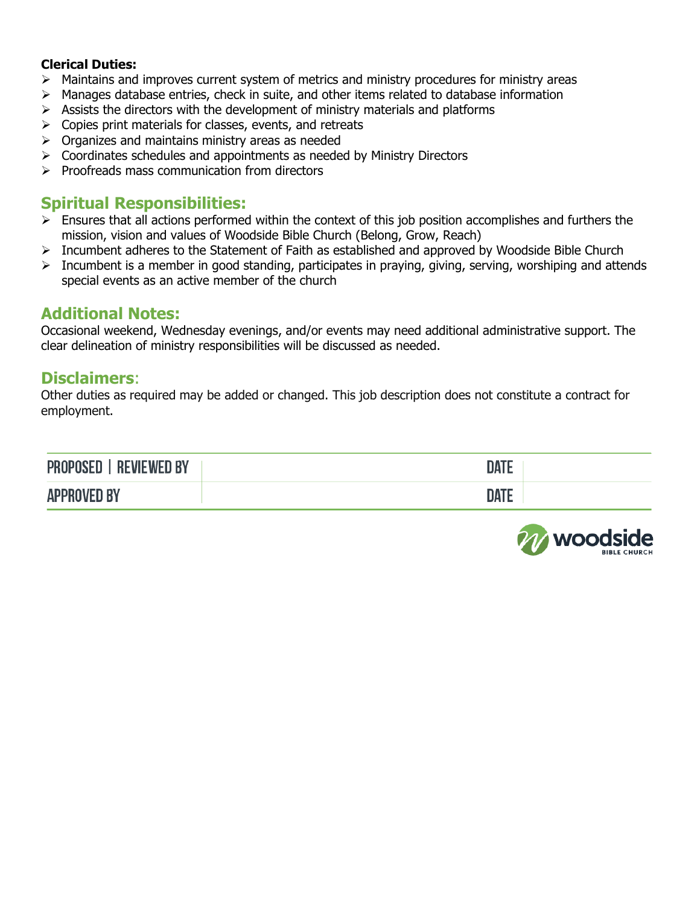**Clerical Duties:**

- Maintains and improves current system of metrics and ministry procedures for ministry areas
- Manages database entries, check in suite, and other items related to database information
- Assists the directors with the development of ministry materials and platforms
- Copies print materials for classes, events, and retreats
- Organizes and maintains ministry areas as needed
- Coordinates schedules and appointments as needed by Ministry Directors
- Proofreads mass communication from directors

## Spiritual Responsibilities:

- Ensures that all actions performed within the context of this job position accomplishes and furthers the mission, vision and values of Woodside Bible Church (Belong, Grow, Reach)
- Incumbent adheres to the Statement of Faith as established and approved by Woodside Bible Church
- Incumbent is a member in good standing, participates in praying, giving, serving, worshiping and attends special events as an active member of the church

## Additional Notes:

Occasional weekend, Wednesday evenings, and/or events may need additional administrative support. The clear delineation of ministry responsibilities will be discussed as needed.

## Disclaimers:

Other duties as required may be added or changed. This job description does not constitute a contract for employment.

| | | | |
|---|---|---|---|
| PROPOSED \| REVIEWED BY | | DATE | |
| APPROVED BY | | DATE | |

woodside
BIBLE CHURCH